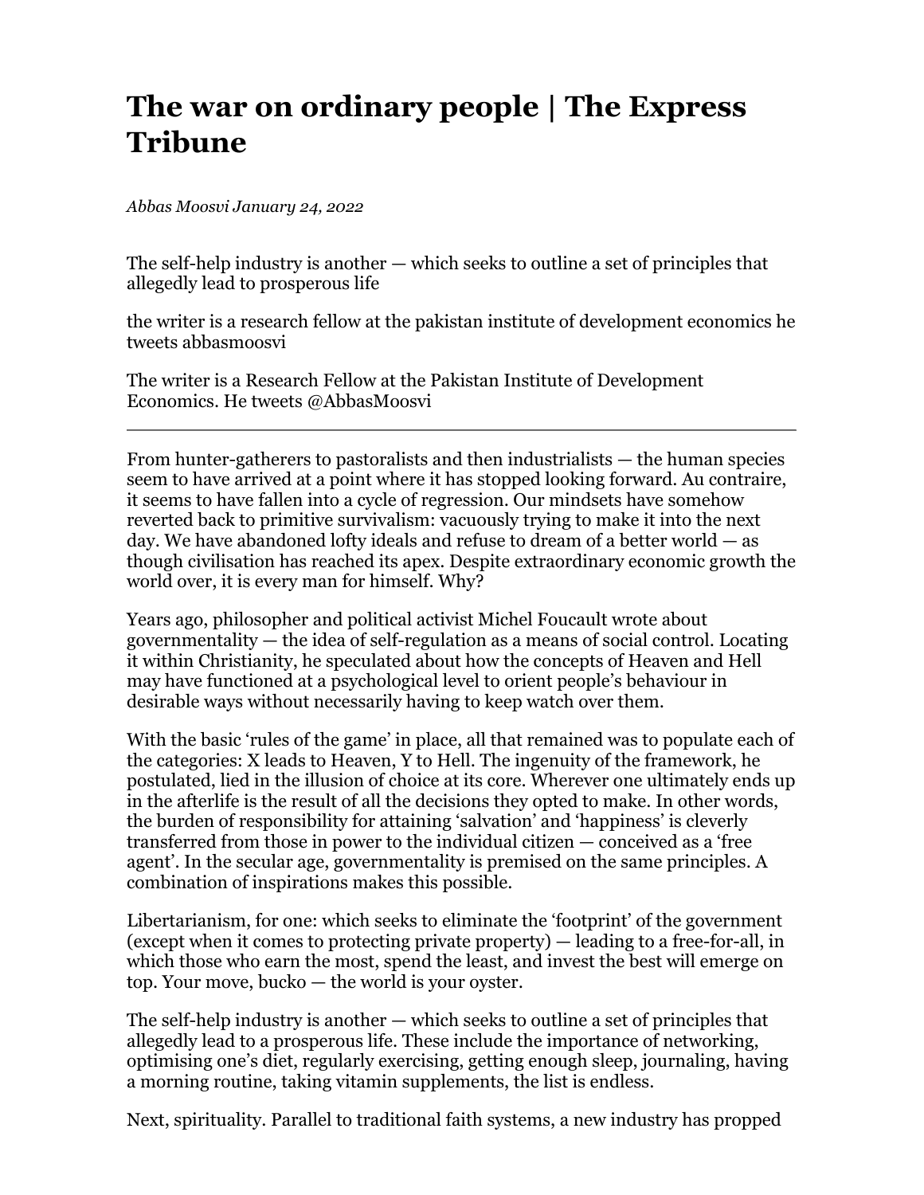# The war on ordinary people | The Express Tribune

*Abbas Moosvi January 24, 2022*

The self-help industry is another — which seeks to outline a set of principles that allegedly lead to prosperous life

the writer is a research fellow at the pakistan institute of development economics he tweets abbasmoosvi

The writer is a Research Fellow at the Pakistan Institute of Development Economics. He tweets @AbbasMoosvi

---

From hunter-gatherers to pastoralists and then industrialists — the human species seem to have arrived at a point where it has stopped looking forward. Au contraire, it seems to have fallen into a cycle of regression. Our mindsets have somehow reverted back to primitive survivalism: vacuously trying to make it into the next day. We have abandoned lofty ideals and refuse to dream of a better world — as though civilisation has reached its apex. Despite extraordinary economic growth the world over, it is every man for himself. Why?

Years ago, philosopher and political activist Michel Foucault wrote about governmentality — the idea of self-regulation as a means of social control. Locating it within Christianity, he speculated about how the concepts of Heaven and Hell may have functioned at a psychological level to orient people's behaviour in desirable ways without necessarily having to keep watch over them.

With the basic 'rules of the game' in place, all that remained was to populate each of the categories: X leads to Heaven, Y to Hell. The ingenuity of the framework, he postulated, lied in the illusion of choice at its core. Wherever one ultimately ends up in the afterlife is the result of all the decisions they opted to make. In other words, the burden of responsibility for attaining 'salvation' and 'happiness' is cleverly transferred from those in power to the individual citizen — conceived as a 'free agent'. In the secular age, governmentality is premised on the same principles. A combination of inspirations makes this possible.

Libertarianism, for one: which seeks to eliminate the 'footprint' of the government (except when it comes to protecting private property) — leading to a free-for-all, in which those who earn the most, spend the least, and invest the best will emerge on top. Your move, bucko — the world is your oyster.

The self-help industry is another — which seeks to outline a set of principles that allegedly lead to a prosperous life. These include the importance of networking, optimising one's diet, regularly exercising, getting enough sleep, journaling, having a morning routine, taking vitamin supplements, the list is endless.

Next, spirituality. Parallel to traditional faith systems, a new industry has propped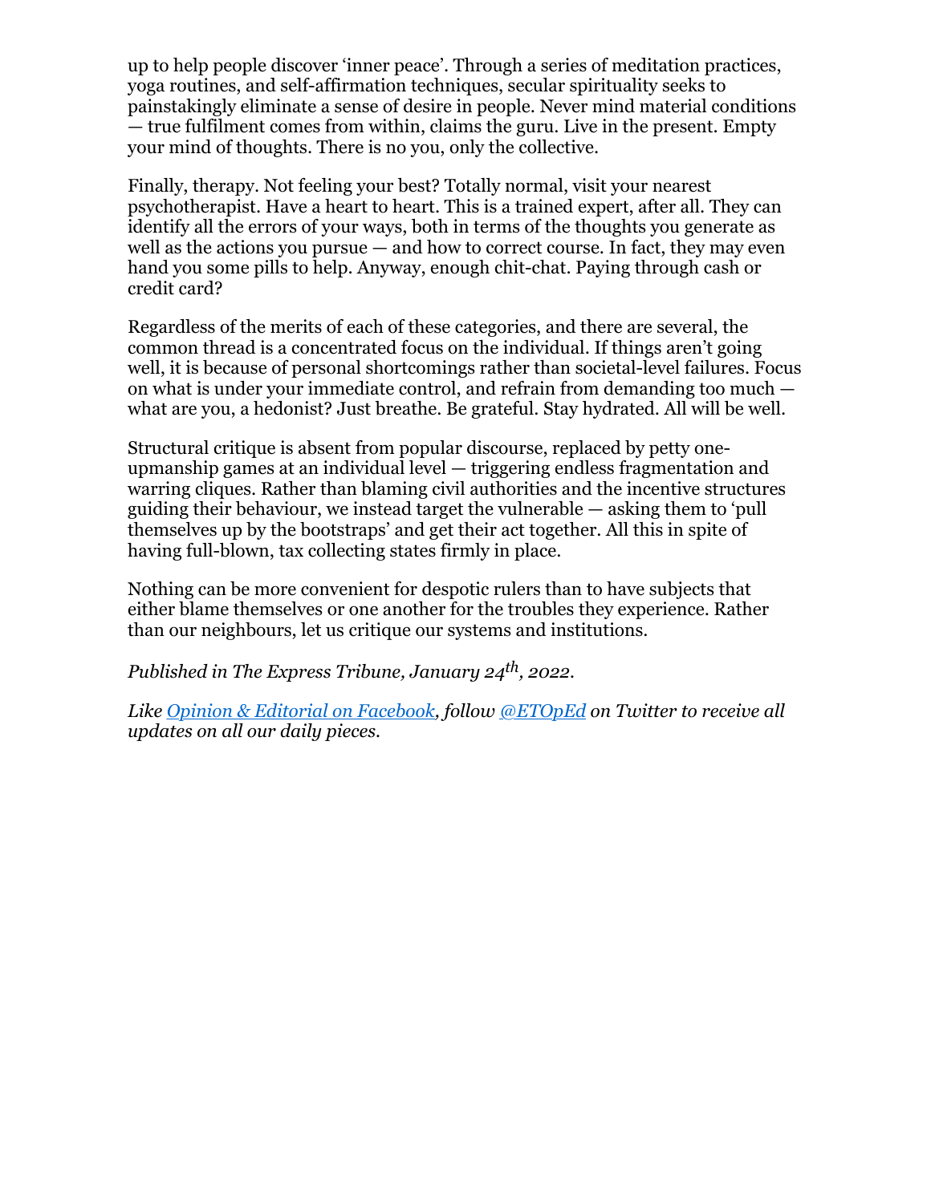up to help people discover 'inner peace'. Through a series of meditation practices, yoga routines, and self-affirmation techniques, secular spirituality seeks to painstakingly eliminate a sense of desire in people. Never mind material conditions — true fulfilment comes from within, claims the guru. Live in the present. Empty your mind of thoughts. There is no you, only the collective.

Finally, therapy. Not feeling your best? Totally normal, visit your nearest psychotherapist. Have a heart to heart. This is a trained expert, after all. They can identify all the errors of your ways, both in terms of the thoughts you generate as well as the actions you pursue — and how to correct course. In fact, they may even hand you some pills to help. Anyway, enough chit-chat. Paying through cash or credit card?

Regardless of the merits of each of these categories, and there are several, the common thread is a concentrated focus on the individual. If things aren't going well, it is because of personal shortcomings rather than societal-level failures. Focus on what is under your immediate control, and refrain from demanding too much — what are you, a hedonist? Just breathe. Be grateful. Stay hydrated. All will be well.

Structural critique is absent from popular discourse, replaced by petty one-upmanship games at an individual level — triggering endless fragmentation and warring cliques. Rather than blaming civil authorities and the incentive structures guiding their behaviour, we instead target the vulnerable — asking them to 'pull themselves up by the bootstraps' and get their act together. All this in spite of having full-blown, tax collecting states firmly in place.

Nothing can be more convenient for despotic rulers than to have subjects that either blame themselves or one another for the troubles they experience. Rather than our neighbours, let us critique our systems and institutions.

*Published in The Express Tribune, January 24th, 2022.*

*Like Opinion & Editorial on Facebook, follow @ETOpEd on Twitter to receive all updates on all our daily pieces.*